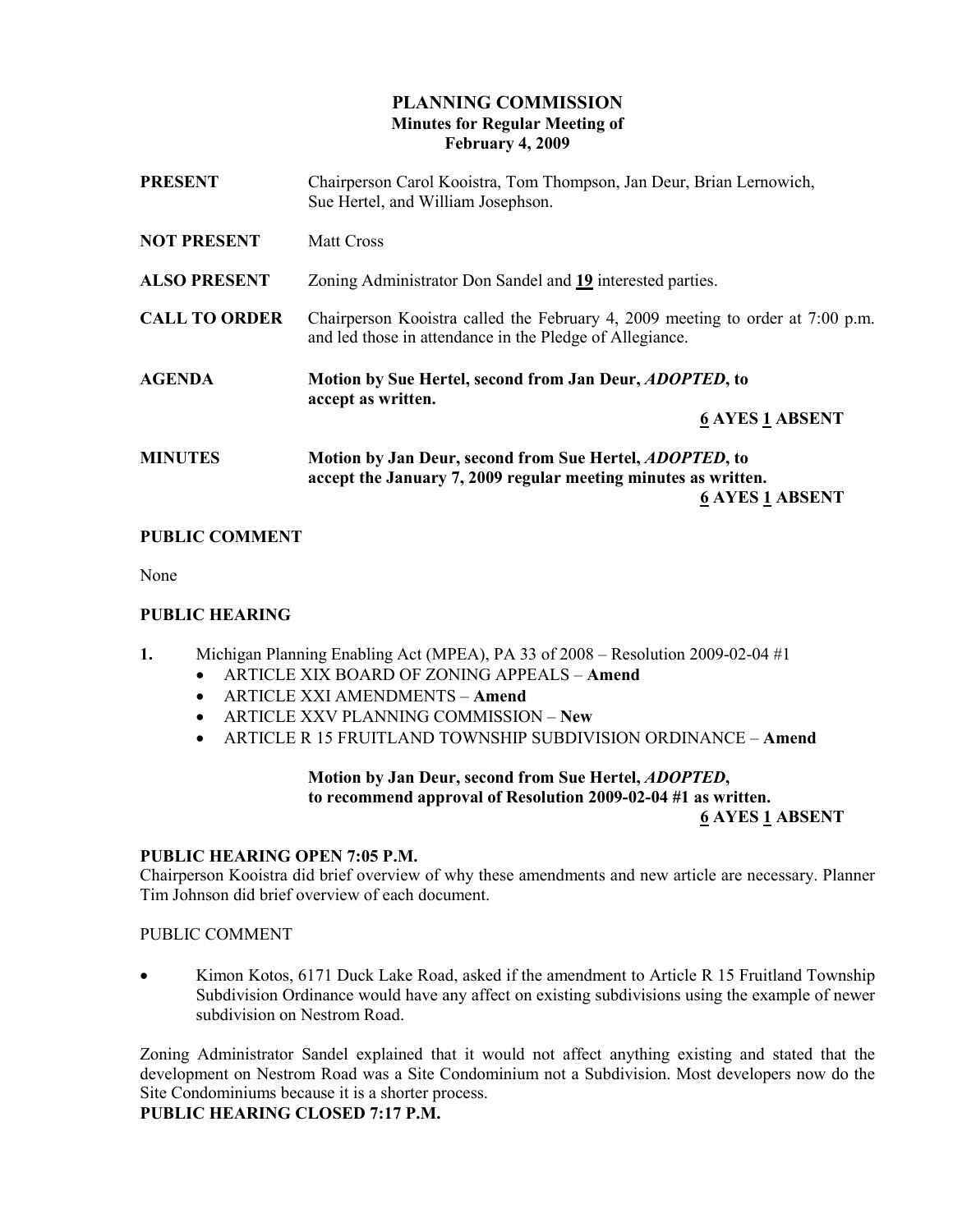# PLANNING COMMISSION
## Minutes for Regular Meeting of
## February 4, 2009

**PRESENT** Chairperson Carol Kooistra, Tom Thompson, Jan Deur, Brian Lernowich, Sue Hertel, and William Josephson.

**NOT PRESENT** Matt Cross

**ALSO PRESENT** Zoning Administrator Don Sandel and **19** interested parties.

**CALL TO ORDER** Chairperson Kooistra called the February 4, 2009 meeting to order at 7:00 p.m. and led those in attendance in the Pledge of Allegiance.

**AGENDA** **Motion by Sue Hertel, second from Jan Deur, *ADOPTED*, to accept as written.**

**6 AYES 1 ABSENT**

**MINUTES** **Motion by Jan Deur, second from Sue Hertel, *ADOPTED*, to accept the January 7, 2009 regular meeting minutes as written.**

**6 AYES 1 ABSENT**

### PUBLIC COMMENT

None

### PUBLIC HEARING

**1.** Michigan Planning Enabling Act (MPEA), PA 33 of 2008 – Resolution 2009-02-04 #1

- ARTICLE XIX BOARD OF ZONING APPEALS – **Amend**
- ARTICLE XXI AMENDMENTS – **Amend**
- ARTICLE XXV PLANNING COMMISSION – **New**
- ARTICLE R 15 FRUITLAND TOWNSHIP SUBDIVISION ORDINANCE – **Amend**

**Motion by Jan Deur, second from Sue Hertel, *ADOPTED*, to recommend approval of Resolution 2009-02-04 #1 as written.**

**6 AYES 1 ABSENT**

**PUBLIC HEARING OPEN 7:05 P.M.**

Chairperson Kooistra did brief overview of why these amendments and new article are necessary. Planner Tim Johnson did brief overview of each document.

PUBLIC COMMENT

- Kimon Kotos, 6171 Duck Lake Road, asked if the amendment to Article R 15 Fruitland Township Subdivision Ordinance would have any affect on existing subdivisions using the example of newer subdivision on Nestrom Road.

Zoning Administrator Sandel explained that it would not affect anything existing and stated that the development on Nestrom Road was a Site Condominium not a Subdivision. Most developers now do the Site Condominiums because it is a shorter process.

**PUBLIC HEARING CLOSED 7:17 P.M.**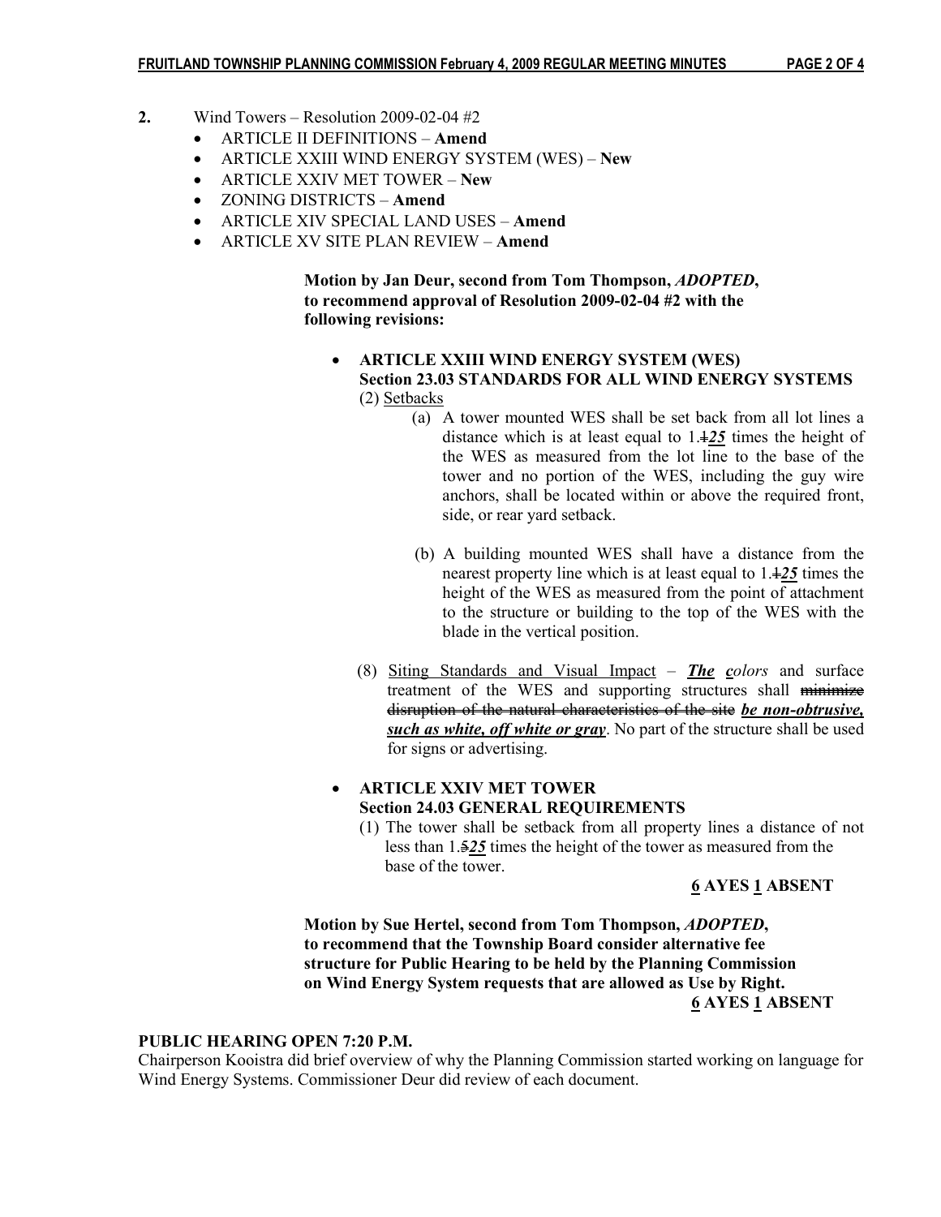**2.** Wind Towers – Resolution 2009-02-04 #2

- ARTICLE II DEFINITIONS – **Amend**
- ARTICLE XXIII WIND ENERGY SYSTEM (WES) – **New**
- ARTICLE XXIV MET TOWER – **New**
- ZONING DISTRICTS – **Amend**
- ARTICLE XIV SPECIAL LAND USES – **Amend**
- ARTICLE XV SITE PLAN REVIEW – **Amend**

**Motion by Jan Deur, second from Tom Thompson, *ADOPTED*, to recommend approval of Resolution 2009-02-04 #2 with the following revisions:**

- **ARTICLE XXIII WIND ENERGY SYSTEM (WES)**
  **Section 23.03 STANDARDS FOR ALL WIND ENERGY SYSTEMS**
  (2) Setbacks

  (a) A tower mounted WES shall be set back from all lot lines a distance which is at least equal to 1.~~1~~***25*** times the height of the WES as measured from the lot line to the base of the tower and no portion of the WES, including the guy wire anchors, shall be located within or above the required front, side, or rear yard setback.

  (b) A building mounted WES shall have a distance from the nearest property line which is at least equal to 1.~~1~~***25*** times the height of the WES as measured from the point of attachment to the structure or building to the top of the WES with the blade in the vertical position.

  (8) Siting Standards and Visual Impact – ***The c****olors* and surface treatment of the WES and supporting structures shall ~~minimize disruption of the natural characteristics of the site~~ ***be non-obtrusive, such as white, off white or gray***. No part of the structure shall be used for signs or advertising.

- **ARTICLE XXIV MET TOWER**
  **Section 24.03 GENERAL REQUIREMENTS**
  (1) The tower shall be setback from all property lines a distance of not less than 1.~~5~~***25*** times the height of the tower as measured from the base of the tower.

**6 AYES 1 ABSENT**

**Motion by Sue Hertel, second from Tom Thompson, *ADOPTED*, to recommend that the Township Board consider alternative fee structure for Public Hearing to be held by the Planning Commission on Wind Energy System requests that are allowed as Use by Right.**

**6 AYES 1 ABSENT**

**PUBLIC HEARING OPEN 7:20 P.M.**

Chairperson Kooistra did brief overview of why the Planning Commission started working on language for Wind Energy Systems. Commissioner Deur did review of each document.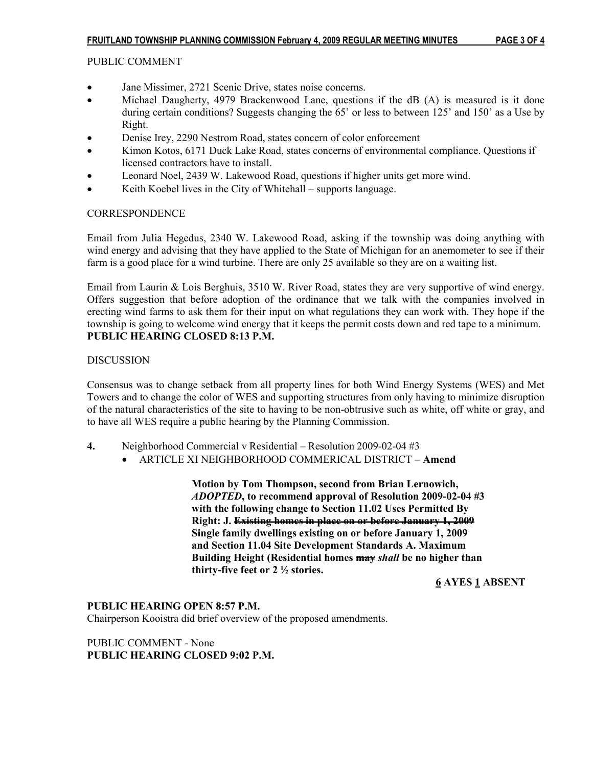PUBLIC COMMENT

- Jane Missimer, 2721 Scenic Drive, states noise concerns.
- Michael Daugherty, 4979 Brackenwood Lane, questions if the dB (A) is measured is it done during certain conditions? Suggests changing the 65' or less to between 125' and 150' as a Use by Right.
- Denise Irey, 2290 Nestrom Road, states concern of color enforcement
- Kimon Kotos, 6171 Duck Lake Road, states concerns of environmental compliance. Questions if licensed contractors have to install.
- Leonard Noel, 2439 W. Lakewood Road, questions if higher units get more wind.
- Keith Koebel lives in the City of Whitehall – supports language.

CORRESPONDENCE

Email from Julia Hegedus, 2340 W. Lakewood Road, asking if the township was doing anything with wind energy and advising that they have applied to the State of Michigan for an anemometer to see if their farm is a good place for a wind turbine. There are only 25 available so they are on a waiting list.

Email from Laurin & Lois Berghuis, 3510 W. River Road, states they are very supportive of wind energy. Offers suggestion that before adoption of the ordinance that we talk with the companies involved in erecting wind farms to ask them for their input on what regulations they can work with. They hope if the township is going to welcome wind energy that it keeps the permit costs down and red tape to a minimum.
**PUBLIC HEARING CLOSED 8:13 P.M.**

DISCUSSION

Consensus was to change setback from all property lines for both Wind Energy Systems (WES) and Met Towers and to change the color of WES and supporting structures from only having to minimize disruption of the natural characteristics of the site to having to be non-obtrusive such as white, off white or gray, and to have all WES require a public hearing by the Planning Commission.

**4.** Neighborhood Commercial v Residential – Resolution 2009-02-04 #3

- ARTICLE XI NEIGHBORHOOD COMMERICAL DISTRICT – **Amend**

> **Motion by Tom Thompson, second from Brian Lernowich, *ADOPTED*, to recommend approval of Resolution 2009-02-04 #3 with the following change to Section 11.02 Uses Permitted By Right: J. ~~Existing homes in place on or before January 1, 2009~~ Single family dwellings existing on or before January 1, 2009 and Section 11.04 Site Development Standards A. Maximum Building Height (Residential homes ~~may~~ *shall* be no higher than thirty-five feet or 2 ½ stories.**
>
> **6 AYES 1 ABSENT**

**PUBLIC HEARING OPEN 8:57 P.M.**
Chairperson Kooistra did brief overview of the proposed amendments.

PUBLIC COMMENT - None
**PUBLIC HEARING CLOSED 9:02 P.M.**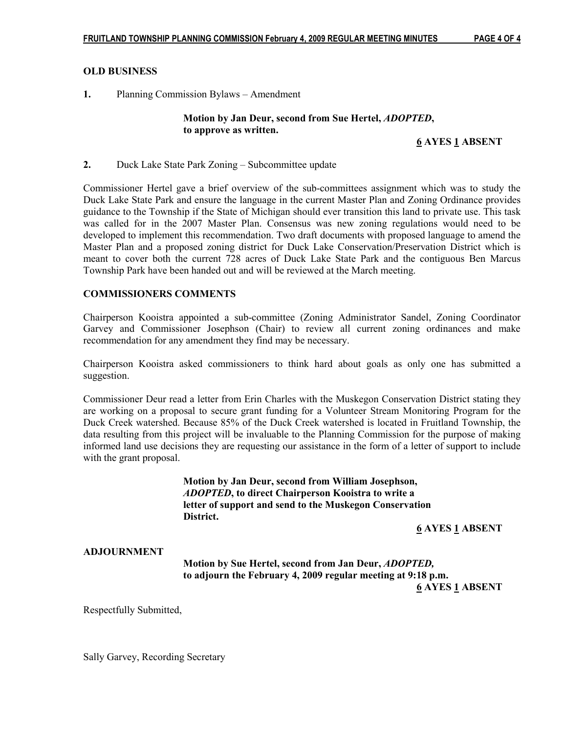**OLD BUSINESS**

**1.** Planning Commission Bylaws – Amendment

> **Motion by Jan Deur, second from Sue Hertel, *ADOPTED*, to approve as written.**
>
> **6 AYES 1 ABSENT**

**2.** Duck Lake State Park Zoning – Subcommittee update

Commissioner Hertel gave a brief overview of the sub-committees assignment which was to study the Duck Lake State Park and ensure the language in the current Master Plan and Zoning Ordinance provides guidance to the Township if the State of Michigan should ever transition this land to private use. This task was called for in the 2007 Master Plan. Consensus was new zoning regulations would need to be developed to implement this recommendation. Two draft documents with proposed language to amend the Master Plan and a proposed zoning district for Duck Lake Conservation/Preservation District which is meant to cover both the current 728 acres of Duck Lake State Park and the contiguous Ben Marcus Township Park have been handed out and will be reviewed at the March meeting.

**COMMISSIONERS COMMENTS**

Chairperson Kooistra appointed a sub-committee (Zoning Administrator Sandel, Zoning Coordinator Garvey and Commissioner Josephson (Chair) to review all current zoning ordinances and make recommendation for any amendment they find may be necessary.

Chairperson Kooistra asked commissioners to think hard about goals as only one has submitted a suggestion.

Commissioner Deur read a letter from Erin Charles with the Muskegon Conservation District stating they are working on a proposal to secure grant funding for a Volunteer Stream Monitoring Program for the Duck Creek watershed. Because 85% of the Duck Creek watershed is located in Fruitland Township, the data resulting from this project will be invaluable to the Planning Commission for the purpose of making informed land use decisions they are requesting our assistance in the form of a letter of support to include with the grant proposal.

> **Motion by Jan Deur, second from William Josephson, *ADOPTED*, to direct Chairperson Kooistra to write a letter of support and send to the Muskegon Conservation District.**
>
> **6 AYES 1 ABSENT**

**ADJOURNMENT**

> **Motion by Sue Hertel, second from Jan Deur, *ADOPTED*, to adjourn the February 4, 2009 regular meeting at 9:18 p.m.**
>
> **6 AYES 1 ABSENT**

Respectfully Submitted,

Sally Garvey, Recording Secretary